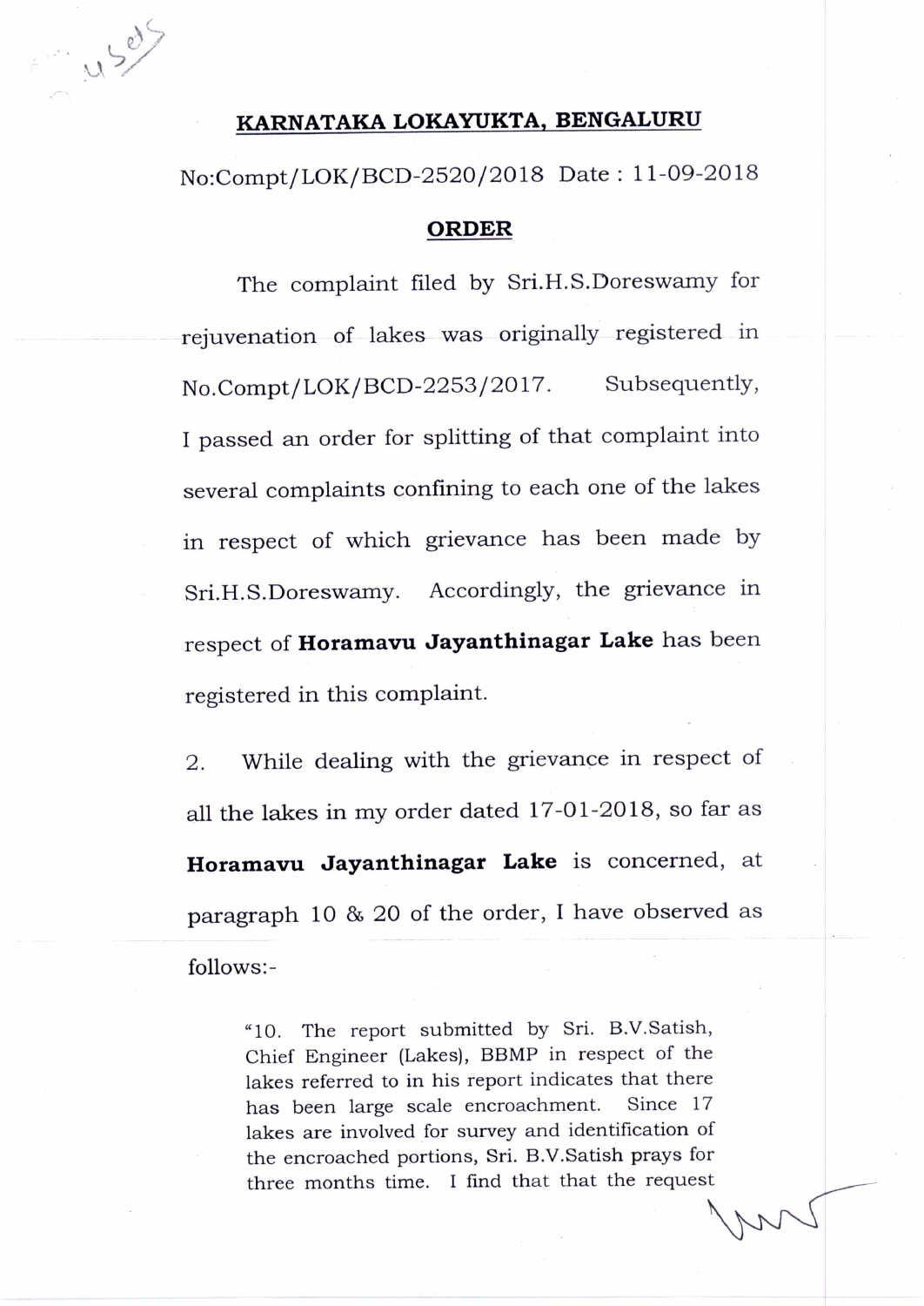## KARNATAKA LOKAYUKTA, BENGALURU

No:Compt/LOK/BCD-2520/2018 Date : 11-09-2018

## ORDER

The complaint filed by Sri.H.S.Doreswamy for rejuvenation of lakes was originally registered in No.Compt/LOK/BCD-2253/2017. Subsequently, I passed an order for splitting of that complaint into several complaints confining to each one of the lakes in respect of which grievance has been made by Sri.H.S.Doreswamy. Accordingly, the grievance in respect of **Horamavu Jayanthinagar Lake** has been registered in this complaint.

2. While dealing with the grievance in respect of all the lakes in my order dated 17-01-2018, so far as **Horamavu Jayanthinagar Lake** is concerned, at paragraph 10 & 20 of the order, I have observed as follows:-

> "10. The report submitted by Sri. B.V.Satish, Chief Engineer (Lakes), BBMP in respect of the lakes referred to in his report indicates that there has been large scale encroachment. Since 17 lakes are involved for survey and identification of the encroached portions, Sri. B.V.Satish prays for three months time. I find that that the request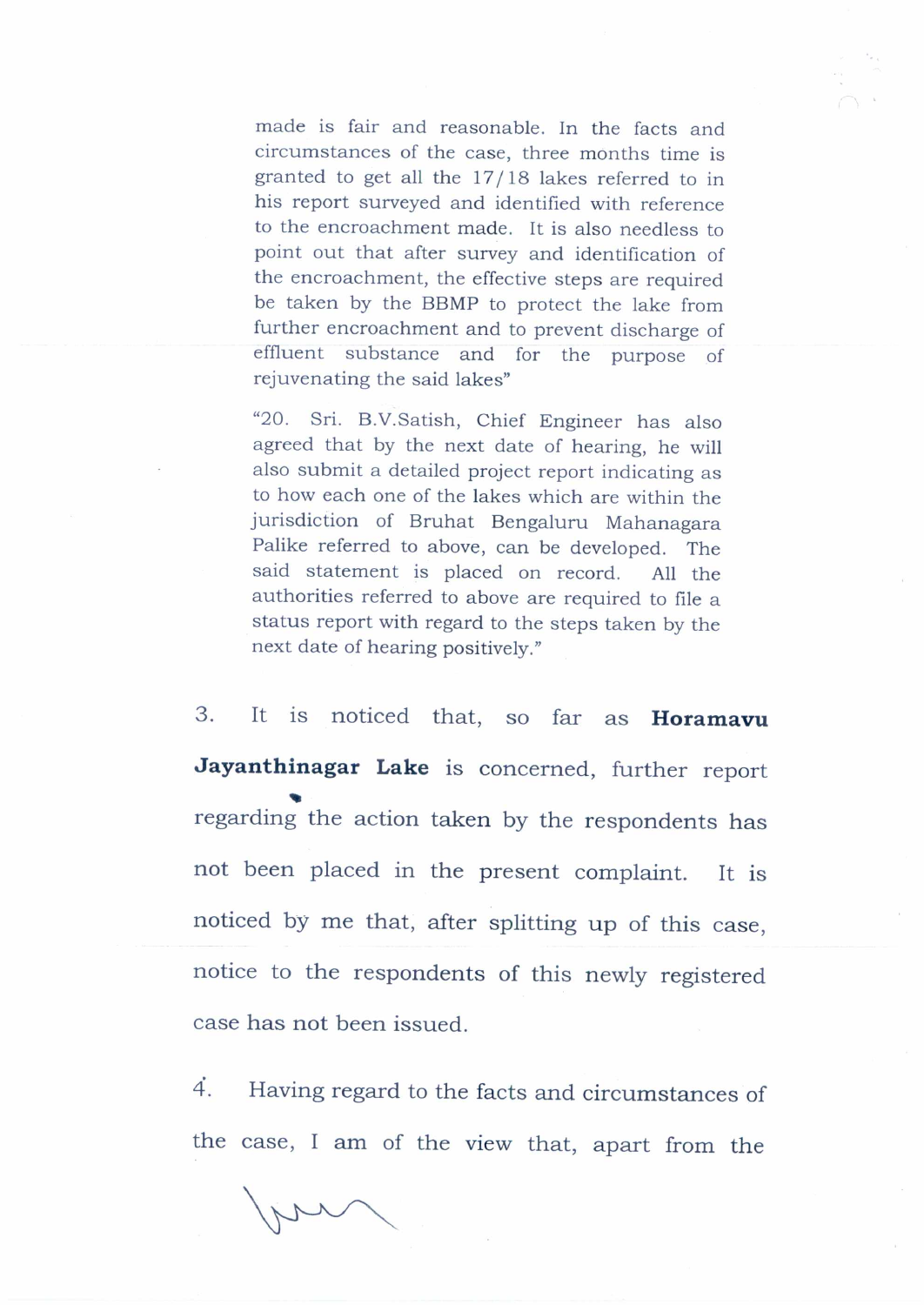made is fair and reasonable. In the facts and circumstances of the case, three months time is granted to get all the 17/18 lakes referred to in his report surveyed and identified with reference to the encroachment made. It is also needless to point out that after survey and identification of the encroachment, the effective steps are required be taken by the BBMP to protect the lake from further encroachment and to prevent discharge of effluent substance and for the purpose of rejuvenating the said lakes"

> "20. Sri. B.V.Satish, Chief Engineer has also agreed that by the next date of hearing, he will also submit a detailed project report indicating as to how each one of the lakes which are within the jurisdiction of Bruhat Bengaluru Mahanagara Palike referred to above, can be developed. The said statement is placed on record. All the authorities referred to above are required to file a status report with regard to the steps taken by the next date of hearing positively."

3. It is noticed that, so far as **Horamavu Jayanthinagar Lake** is concerned, further report regarding the action taken by the respondents has not been placed in the present complaint. It is noticed by me that, after splitting up of this case, notice to the respondents of this newly registered case has not been issued.

4. Having regard to the facts and circumstances of the case, I am of the view that, apart from the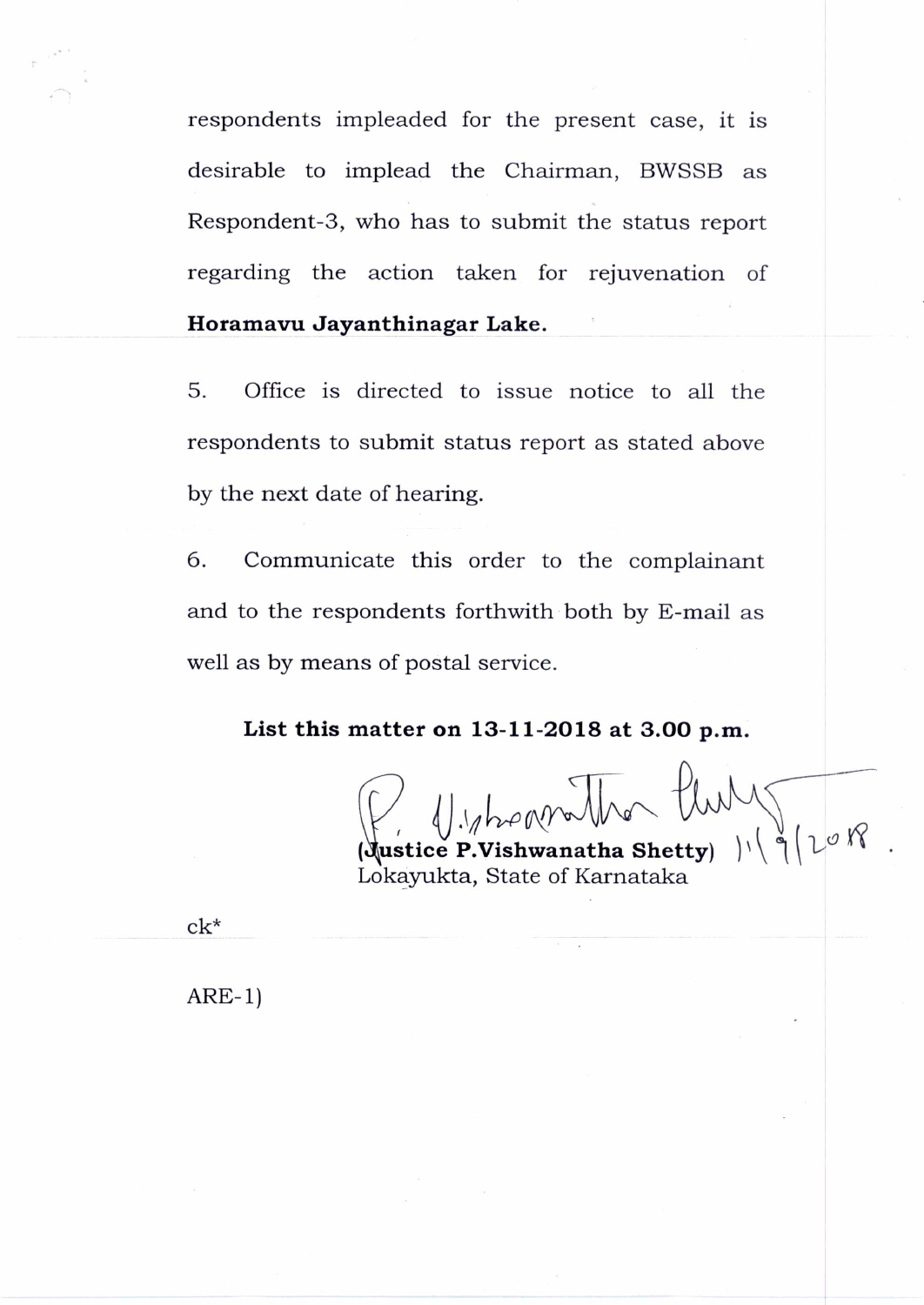respondents impleaded for the present case, it is desirable to implead the Chairman, BWSSB as Respondent-3, who has to submit the status report regarding the action taken for rejuvenation of **Horamavu Jayanthinagar Lake.**

5. Office is directed to issue notice to all the respondents to submit status report as stated above by the next date of hearing.

6. Communicate this order to the complainant and to the respondents forthwith both by E-mail as well as by means of postal service.

**List this matter on 13-11-2018 at 3.00 p.m.**

11/9/2018.

**(Justice P.Vishwanatha Shetty)**
Lokayukta, State of Karnataka

ck*

ARE-1)